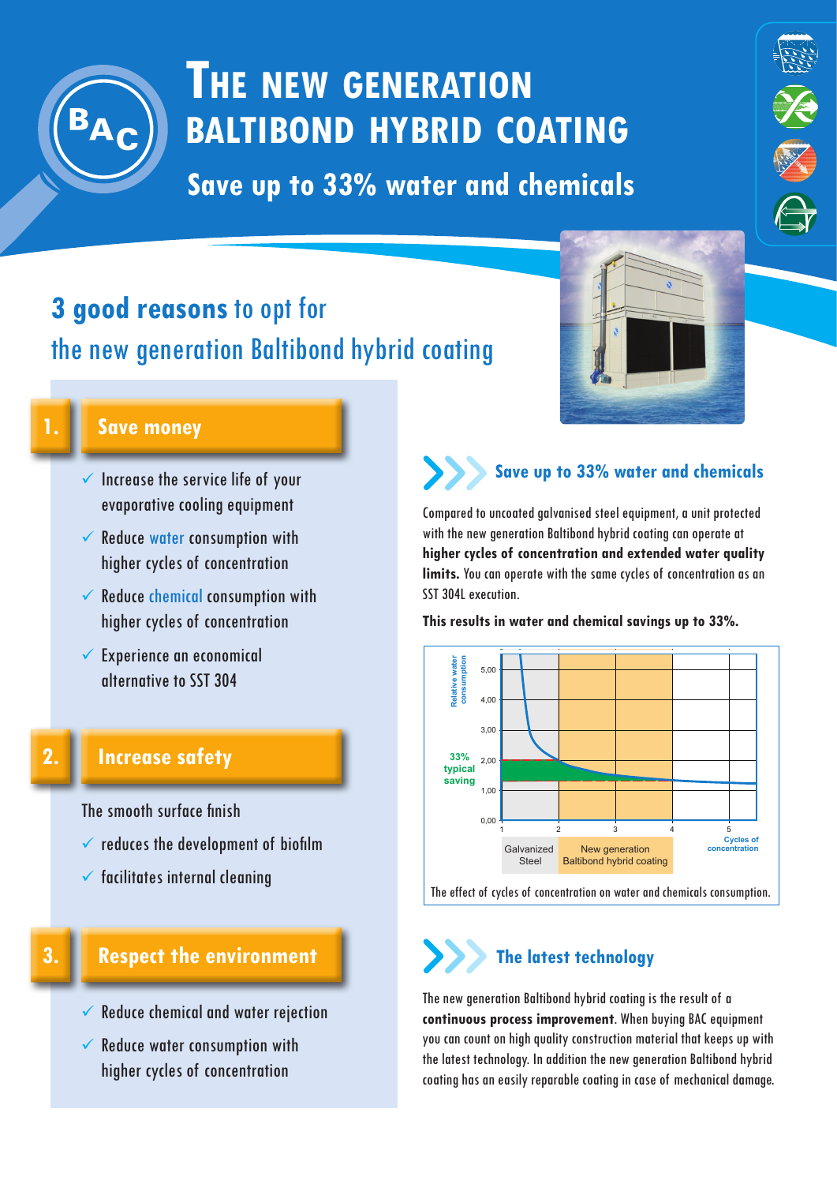# The new generation Baltibond hybrid coating

## Save up to 33% water and chemicals

## 3 good reasons to opt for the new generation Baltibond hybrid coating

### 1. Save money

- ✓ Increase the service life of your evaporative cooling equipment
- ✓ Reduce water consumption with higher cycles of concentration
- ✓ Reduce chemical consumption with higher cycles of concentration
- ✓ Experience an economical alternative to SST 304

### 2. Increase safety

The smooth surface finish

- ✓ reduces the development of biofilm
- ✓ facilitates internal cleaning

### 3. Respect the environment

- ✓ Reduce chemical and water rejection
- ✓ Reduce water consumption with higher cycles of concentration

### Save up to 33% water and chemicals

Compared to uncoated galvanised steel equipment, a unit protected with the new generation Baltibond hybrid coating can operate at **higher cycles of concentration and extended water quality limits.** You can operate with the same cycles of concentration as an SST 304L execution.

**This results in water and chemical savings up to 33%.**

Relative water consumption; 5,00; 4,00; 3,00; 2,00; 1,00; 0,00; 33% typical saving; 1; 2; 3; 4; 5; Cycles of concentration; Galvanized Steel; New generation Baltibond hybrid coating

The effect of cycles of concentration on water and chemicals consumption.

### The latest technology

The new generation Baltibond hybrid coating is the result of a **continuous process improvement**. When buying BAC equipment you can count on high quality construction material that keeps up with the latest technology. In addition the new generation Baltibond hybrid coating has an easily reparable coating in case of mechanical damage.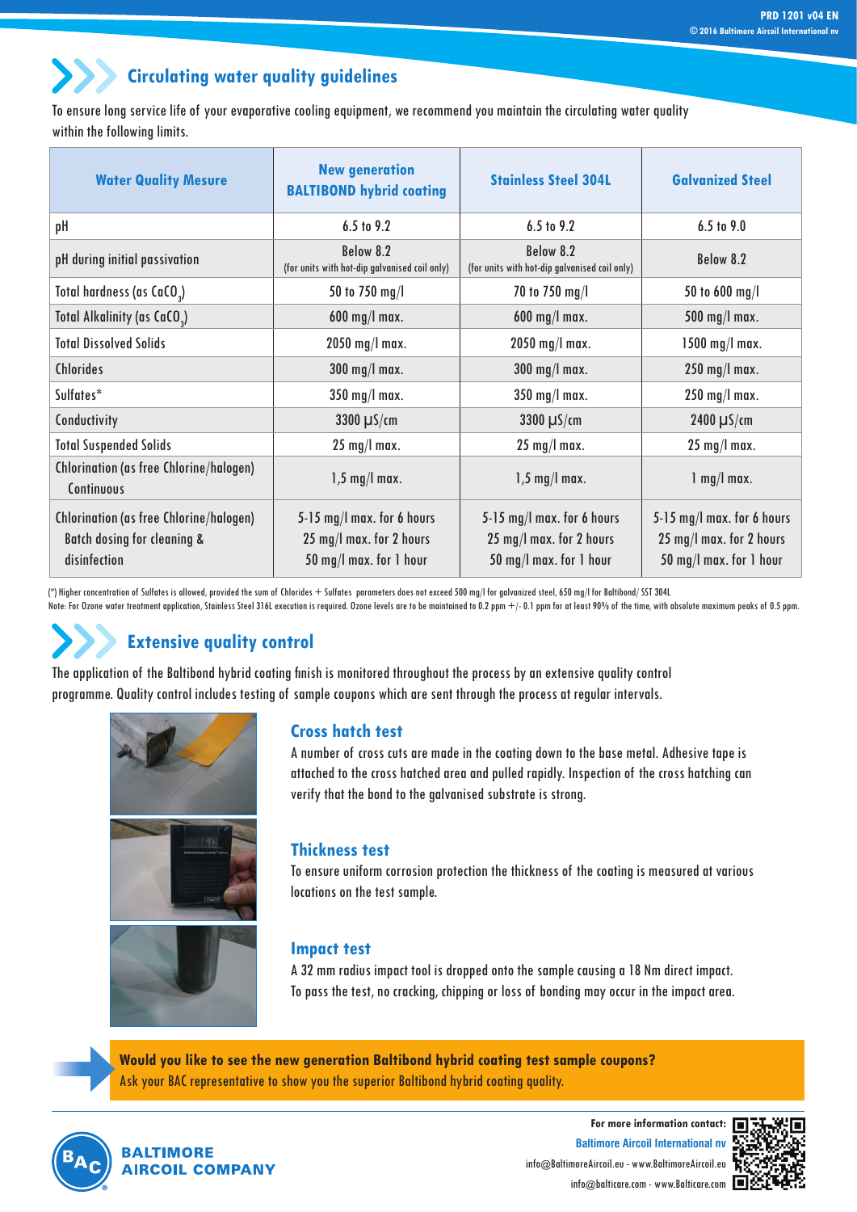## Circulating water quality guidelines

To ensure long service life of your evaporative cooling equipment, we recommend you maintain the circulating water quality within the following limits.

| Water Quality Mesure | New generation BALTIBOND hybrid coating | Stainless Steel 304L | Galvanized Steel |
|---|---|---|---|
| pH | 6.5 to 9.2 | 6.5 to 9.2 | 6.5 to 9.0 |
| pH during initial passivation | Below 8.2 (for units with hot-dip galvanised coil only) | Below 8.2 (for units with hot-dip galvanised coil only) | Below 8.2 |
| Total hardness (as $CaCO_3$) | 50 to 750 mg/l | 70 to 750 mg/l | 50 to 600 mg/l |
| Total Alkalinity (as $CaCO_3$) | 600 mg/l max. | 600 mg/l max. | 500 mg/l max. |
| Total Dissolved Solids | 2050 mg/l max. | 2050 mg/l max. | 1500 mg/l max. |
| Chlorides | 300 mg/l max. | 300 mg/l max. | 250 mg/l max. |
| Sulfates* | 350 mg/l max. | 350 mg/l max. | 250 mg/l max. |
| Conductivity | 3300 µS/cm | 3300 µS/cm | 2400 µS/cm |
| Total Suspended Solids | 25 mg/l max. | 25 mg/l max. | 25 mg/l max. |
| Chlorination (as free Chlorine/halogen) Continuous | 1,5 mg/l max. | 1,5 mg/l max. | 1 mg/l max. |
| Chlorination (as free Chlorine/halogen) Batch dosing for cleaning & disinfection | 5-15 mg/l max. for 6 hours<br>25 mg/l max. for 2 hours<br>50 mg/l max. for 1 hour | 5-15 mg/l max. for 6 hours<br>25 mg/l max. for 2 hours<br>50 mg/l max. for 1 hour | 5-15 mg/l max. for 6 hours<br>25 mg/l max. for 2 hours<br>50 mg/l max. for 1 hour |

(*) Higher concentration of Sulfates is allowed, provided the sum of Chlorides + Sulfates parameters does not exceed 500 mg/l for galvanized steel, 650 mg/l for Baltibond/ SST 304L

Note: For Ozone water treatment application, Stainless Steel 316L execution is required. Ozone levels are to be maintained to 0.2 ppm +/- 0.1 ppm for at least 90% of the time, with absolute maximum peaks of 0.5 ppm.

## Extensive quality control

The application of the Baltibond hybrid coating finish is monitored throughout the process by an extensive quality control programme. Quality control includes testing of sample coupons which are sent through the process at regular intervals.

### Cross hatch test

A number of cross cuts are made in the coating down to the base metal. Adhesive tape is attached to the cross hatched area and pulled rapidly. Inspection of the cross hatching can verify that the bond to the galvanised substrate is strong.

### Thickness test

To ensure uniform corrosion protection the thickness of the coating is measured at various locations on the test sample.

### Impact test

A 32 mm radius impact tool is dropped onto the sample causing a 18 Nm direct impact. To pass the test, no cracking, chipping or loss of bonding may occur in the impact area.

**Would you like to see the new generation Baltibond hybrid coating test sample coupons?**
Ask your BAC representative to show you the superior Baltibond hybrid coating quality.

BALTIMORE AIRCOIL COMPANY

**For more information contact:**
Baltimore Aircoil International nv
info@BaltimoreAircoil.eu - www.BaltimoreAircoil.eu
info@balticare.com - www.Balticare.com